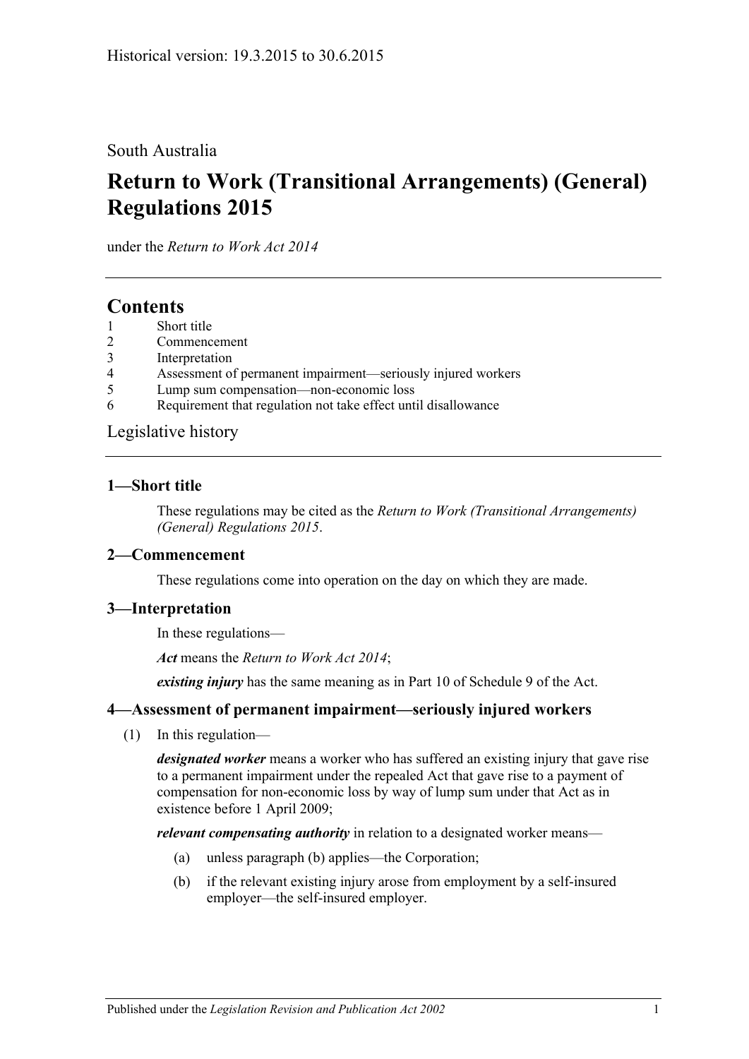South Australia

# Return to Work (Transitional Arrangements) (General) Regulations 2015

under the *Return to Work Act 2014*

## Contents

1 Short title
2 Commencement
3 Interpretation
4 Assessment of permanent impairment—seriously injured workers
5 Lump sum compensation—non-economic loss
6 Requirement that regulation not take effect until disallowance

Legislative history

### 1—Short title

These regulations may be cited as the *Return to Work (Transitional Arrangements) (General) Regulations 2015*.

### 2—Commencement

These regulations come into operation on the day on which they are made.

### 3—Interpretation

In these regulations—

***Act*** means the *Return to Work Act 2014*;

***existing injury*** has the same meaning as in Part 10 of Schedule 9 of the Act.

### 4—Assessment of permanent impairment—seriously injured workers

(1) In this regulation—

***designated worker*** means a worker who has suffered an existing injury that gave rise to a permanent impairment under the repealed Act that gave rise to a payment of compensation for non-economic loss by way of lump sum under that Act as in existence before 1 April 2009;

***relevant compensating authority*** in relation to a designated worker means—

(a) unless paragraph (b) applies—the Corporation;

(b) if the relevant existing injury arose from employment by a self-insured employer—the self-insured employer.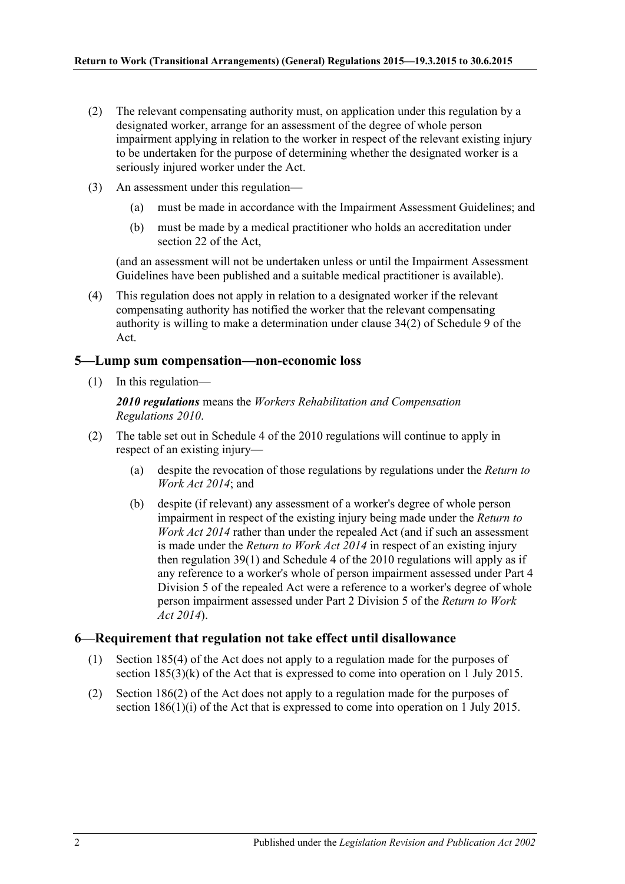(2) The relevant compensating authority must, on application under this regulation by a designated worker, arrange for an assessment of the degree of whole person impairment applying in relation to the worker in respect of the relevant existing injury to be undertaken for the purpose of determining whether the designated worker is a seriously injured worker under the Act.

(3) An assessment under this regulation—

(a) must be made in accordance with the Impairment Assessment Guidelines; and

(b) must be made by a medical practitioner who holds an accreditation under section 22 of the Act,

(and an assessment will not be undertaken unless or until the Impairment Assessment Guidelines have been published and a suitable medical practitioner is available).

(4) This regulation does not apply in relation to a designated worker if the relevant compensating authority has notified the worker that the relevant compensating authority is willing to make a determination under clause 34(2) of Schedule 9 of the Act.

## 5—Lump sum compensation—non-economic loss

(1) In this regulation—

***2010 regulations*** means the *Workers Rehabilitation and Compensation Regulations 2010*.

(2) The table set out in Schedule 4 of the 2010 regulations will continue to apply in respect of an existing injury—

(a) despite the revocation of those regulations by regulations under the *Return to Work Act 2014*; and

(b) despite (if relevant) any assessment of a worker's degree of whole person impairment in respect of the existing injury being made under the *Return to Work Act 2014* rather than under the repealed Act (and if such an assessment is made under the *Return to Work Act 2014* in respect of an existing injury then regulation 39(1) and Schedule 4 of the 2010 regulations will apply as if any reference to a worker's whole of person impairment assessed under Part 4 Division 5 of the repealed Act were a reference to a worker's degree of whole person impairment assessed under Part 2 Division 5 of the *Return to Work Act 2014*).

## 6—Requirement that regulation not take effect until disallowance

(1) Section 185(4) of the Act does not apply to a regulation made for the purposes of section 185(3)(k) of the Act that is expressed to come into operation on 1 July 2015.

(2) Section 186(2) of the Act does not apply to a regulation made for the purposes of section 186(1)(i) of the Act that is expressed to come into operation on 1 July 2015.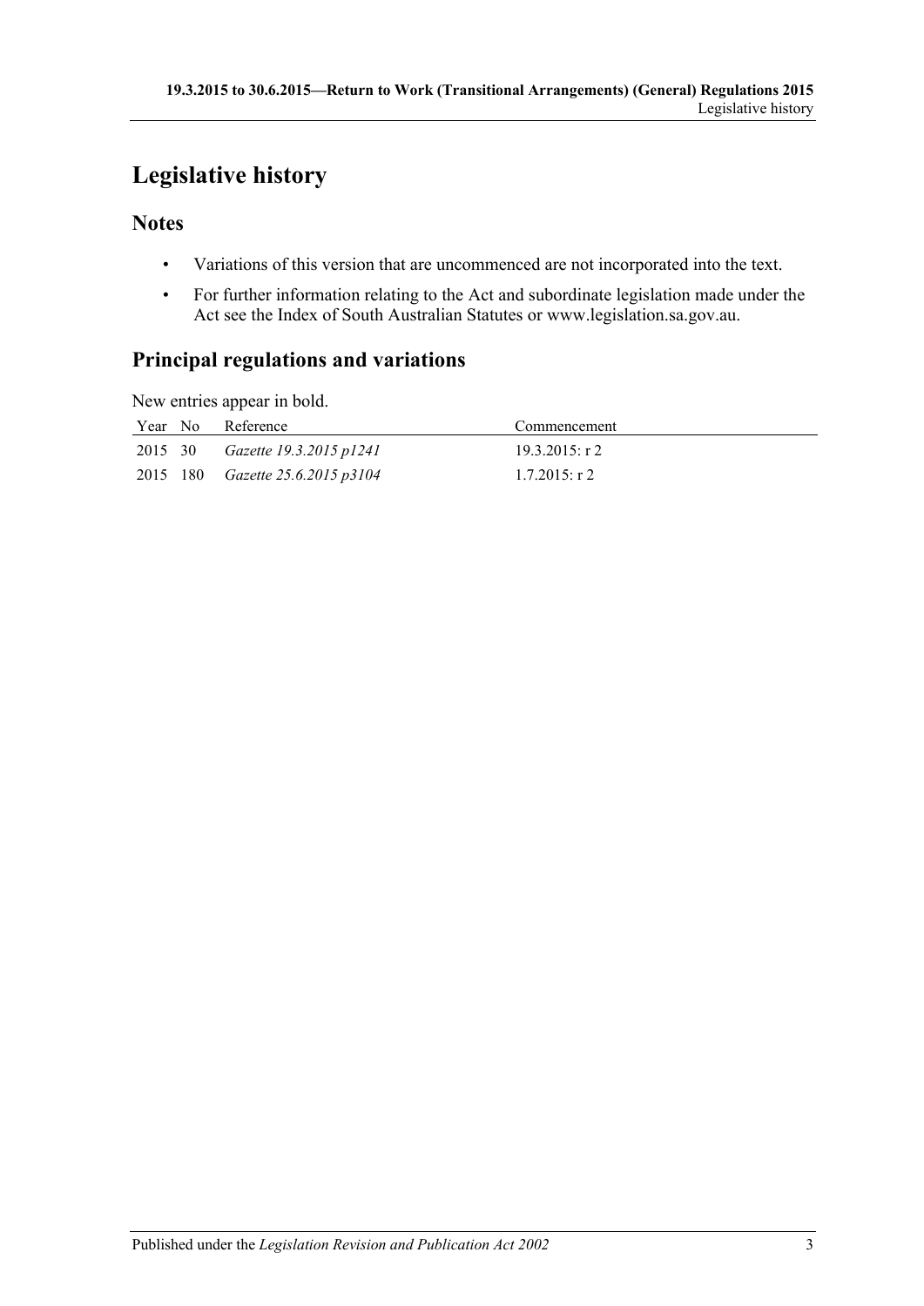# Legislative history

## Notes

- Variations of this version that are uncommenced are not incorporated into the text.
- For further information relating to the Act and subordinate legislation made under the Act see the Index of South Australian Statutes or www.legislation.sa.gov.au.

## Principal regulations and variations

New entries appear in bold.

| Year | No | Reference | Commencement |
|---|---|---|---|
| 2015 | 30 | *Gazette 19.3.2015 p1241* | 19.3.2015: r 2 |
| 2015 | 180 | *Gazette 25.6.2015 p3104* | 1.7.2015: r 2 |